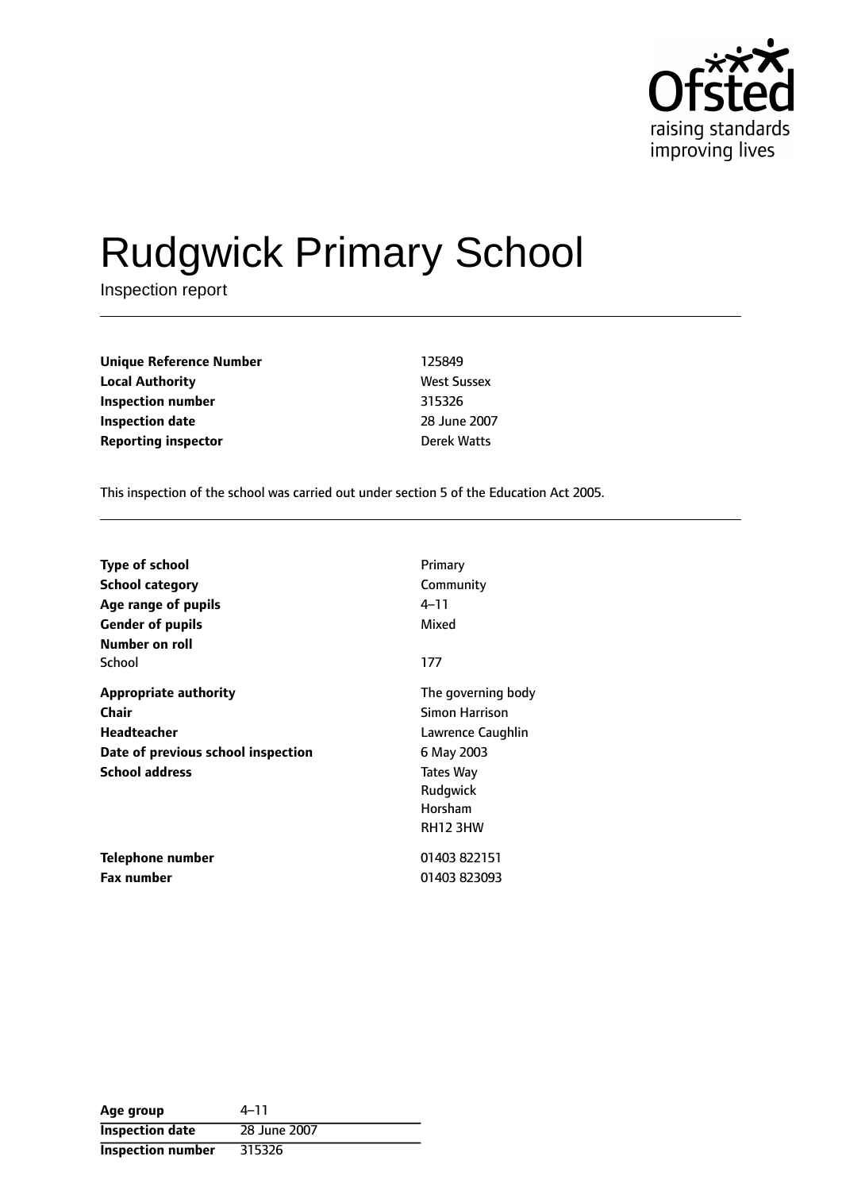# Rudgwick Primary School

Inspection report

| | |
|---|---|
| **Unique Reference Number** | 125849 |
| **Local Authority** | West Sussex |
| **Inspection number** | 315326 |
| **Inspection date** | 28 June 2007 |
| **Reporting inspector** | Derek Watts |

This inspection of the school was carried out under section 5 of the Education Act 2005.

| | |
|---|---|
| **Type of school** | Primary |
| **School category** | Community |
| **Age range of pupils** | 4–11 |
| **Gender of pupils** | Mixed |
| **Number on roll** | |
| School | 177 |
| **Appropriate authority** | The governing body |
| **Chair** | Simon Harrison |
| **Headteacher** | Lawrence Caughlin |
| **Date of previous school inspection** | 6 May 2003 |
| **School address** | Tates Way<br>Rudgwick<br>Horsham<br>RH12 3HW |
| **Telephone number** | 01403 822151 |
| **Fax number** | 01403 823093 |

| | |
|---|---|
| **Age group** | 4–11 |
| **Inspection date** | 28 June 2007 |
| **Inspection number** | 315326 |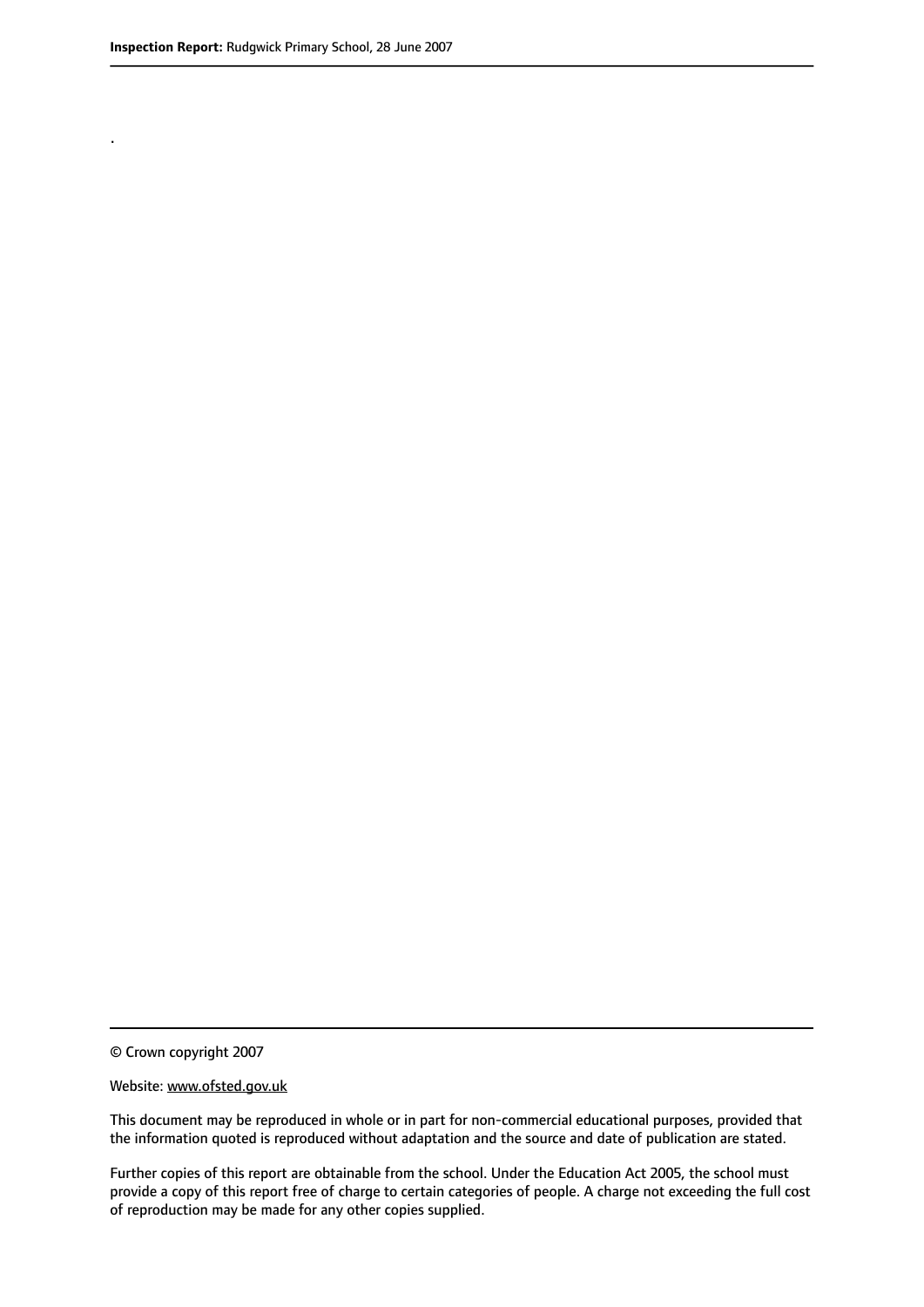.

© Crown copyright 2007

Website: www.ofsted.gov.uk

This document may be reproduced in whole or in part for non-commercial educational purposes, provided that the information quoted is reproduced without adaptation and the source and date of publication are stated.

Further copies of this report are obtainable from the school. Under the Education Act 2005, the school must provide a copy of this report free of charge to certain categories of people. A charge not exceeding the full cost of reproduction may be made for any other copies supplied.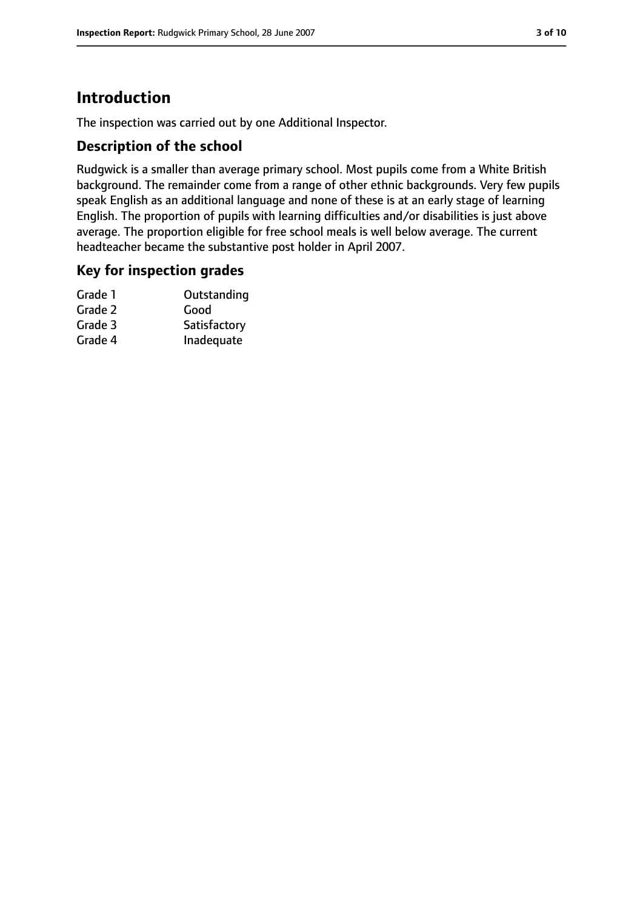## Introduction

The inspection was carried out by one Additional Inspector.

### Description of the school

Rudgwick is a smaller than average primary school. Most pupils come from a White British background. The remainder come from a range of other ethnic backgrounds. Very few pupils speak English as an additional language and none of these is at an early stage of learning English. The proportion of pupils with learning difficulties and/or disabilities is just above average. The proportion eligible for free school meals is well below average. The current headteacher became the substantive post holder in April 2007.

### Key for inspection grades

| | |
|---|---|
| Grade 1 | Outstanding |
| Grade 2 | Good |
| Grade 3 | Satisfactory |
| Grade 4 | Inadequate |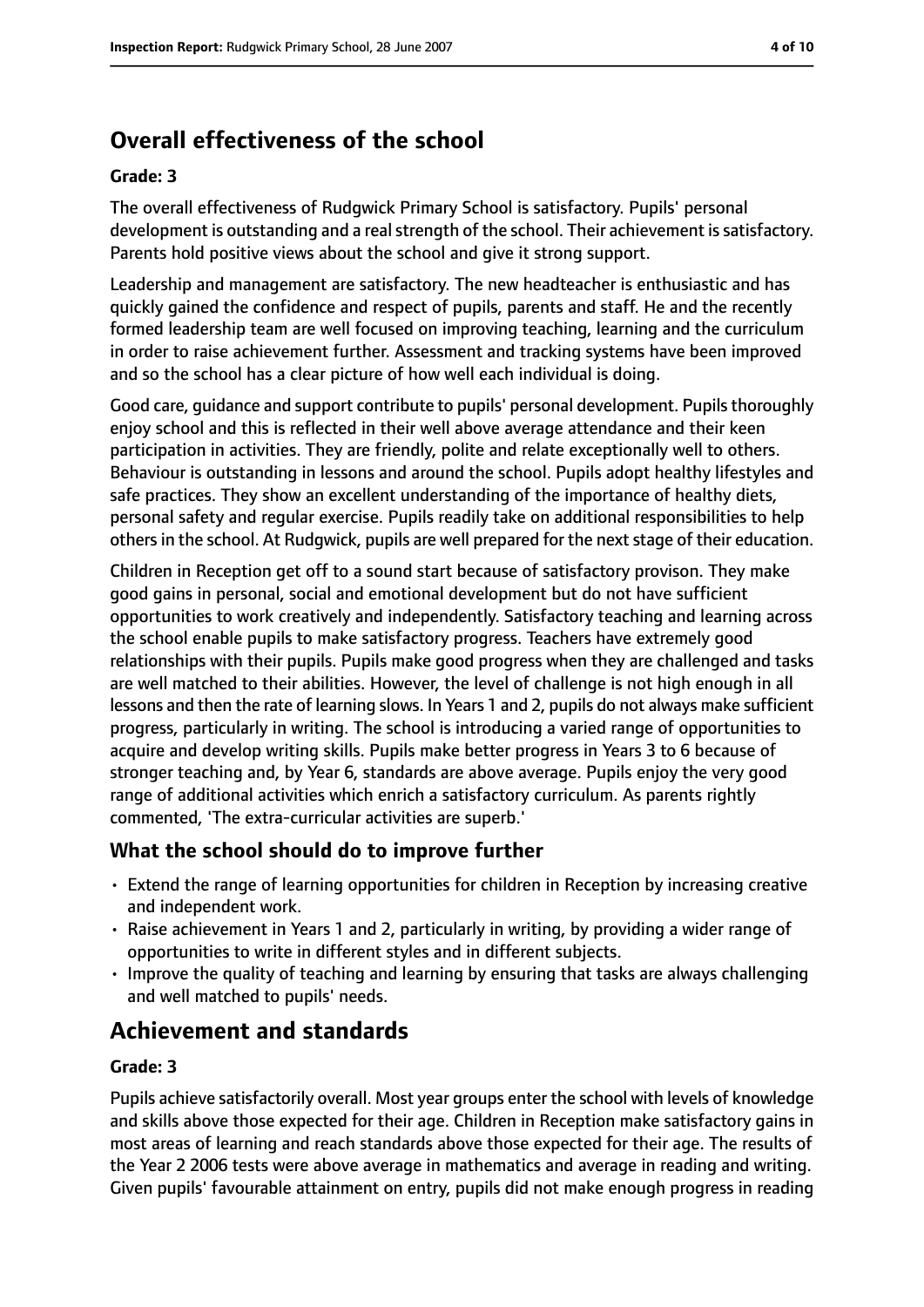## Overall effectiveness of the school

**Grade: 3**

The overall effectiveness of Rudgwick Primary School is satisfactory. Pupils' personal development is outstanding and a real strength of the school. Their achievement is satisfactory. Parents hold positive views about the school and give it strong support.

Leadership and management are satisfactory. The new headteacher is enthusiastic and has quickly gained the confidence and respect of pupils, parents and staff. He and the recently formed leadership team are well focused on improving teaching, learning and the curriculum in order to raise achievement further. Assessment and tracking systems have been improved and so the school has a clear picture of how well each individual is doing.

Good care, guidance and support contribute to pupils' personal development. Pupils thoroughly enjoy school and this is reflected in their well above average attendance and their keen participation in activities. They are friendly, polite and relate exceptionally well to others. Behaviour is outstanding in lessons and around the school. Pupils adopt healthy lifestyles and safe practices. They show an excellent understanding of the importance of healthy diets, personal safety and regular exercise. Pupils readily take on additional responsibilities to help others in the school. At Rudgwick, pupils are well prepared for the next stage of their education.

Children in Reception get off to a sound start because of satisfactory provison. They make good gains in personal, social and emotional development but do not have sufficient opportunities to work creatively and independently. Satisfactory teaching and learning across the school enable pupils to make satisfactory progress. Teachers have extremely good relationships with their pupils. Pupils make good progress when they are challenged and tasks are well matched to their abilities. However, the level of challenge is not high enough in all lessons and then the rate of learning slows. In Years 1 and 2, pupils do not always make sufficient progress, particularly in writing. The school is introducing a varied range of opportunities to acquire and develop writing skills. Pupils make better progress in Years 3 to 6 because of stronger teaching and, by Year 6, standards are above average. Pupils enjoy the very good range of additional activities which enrich a satisfactory curriculum. As parents rightly commented, 'The extra-curricular activities are superb.'

### What the school should do to improve further

- Extend the range of learning opportunities for children in Reception by increasing creative and independent work.
- Raise achievement in Years 1 and 2, particularly in writing, by providing a wider range of opportunities to write in different styles and in different subjects.
- Improve the quality of teaching and learning by ensuring that tasks are always challenging and well matched to pupils' needs.

## Achievement and standards

**Grade: 3**

Pupils achieve satisfactorily overall. Most year groups enter the school with levels of knowledge and skills above those expected for their age. Children in Reception make satisfactory gains in most areas of learning and reach standards above those expected for their age. The results of the Year 2 2006 tests were above average in mathematics and average in reading and writing. Given pupils' favourable attainment on entry, pupils did not make enough progress in reading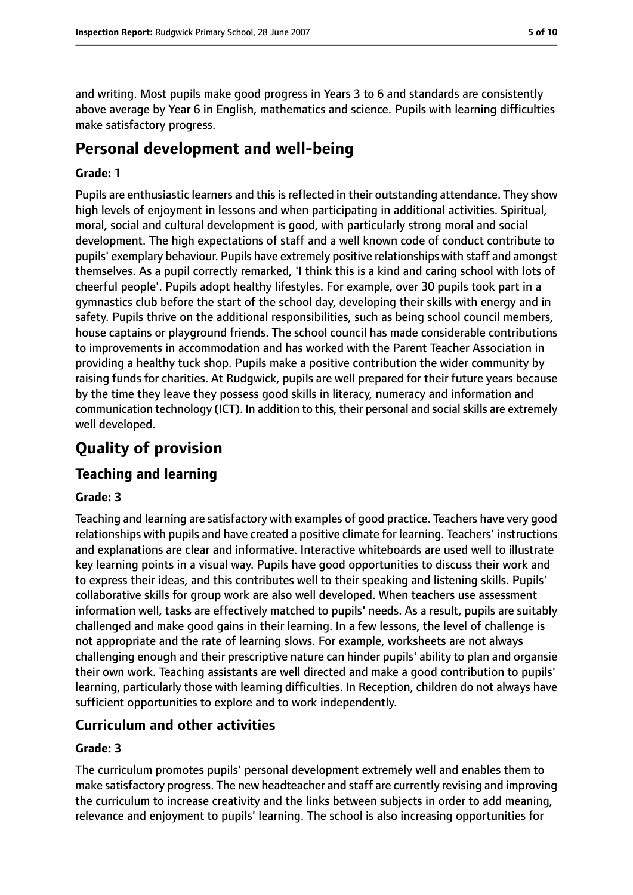and writing. Most pupils make good progress in Years 3 to 6 and standards are consistently above average by Year 6 in English, mathematics and science. Pupils with learning difficulties make satisfactory progress.

## Personal development and well-being

#### Grade: 1

Pupils are enthusiastic learners and this is reflected in their outstanding attendance. They show high levels of enjoyment in lessons and when participating in additional activities. Spiritual, moral, social and cultural development is good, with particularly strong moral and social development. The high expectations of staff and a well known code of conduct contribute to pupils' exemplary behaviour. Pupils have extremely positive relationships with staff and amongst themselves. As a pupil correctly remarked, 'I think this is a kind and caring school with lots of cheerful people'. Pupils adopt healthy lifestyles. For example, over 30 pupils took part in a gymnastics club before the start of the school day, developing their skills with energy and in safety. Pupils thrive on the additional responsibilities, such as being school council members, house captains or playground friends. The school council has made considerable contributions to improvements in accommodation and has worked with the Parent Teacher Association in providing a healthy tuck shop. Pupils make a positive contribution the wider community by raising funds for charities. At Rudgwick, pupils are well prepared for their future years because by the time they leave they possess good skills in literacy, numeracy and information and communication technology (ICT). In addition to this, their personal and social skills are extremely well developed.

# Quality of provision

## Teaching and learning

#### Grade: 3

Teaching and learning are satisfactory with examples of good practice. Teachers have very good relationships with pupils and have created a positive climate for learning. Teachers' instructions and explanations are clear and informative. Interactive whiteboards are used well to illustrate key learning points in a visual way. Pupils have good opportunities to discuss their work and to express their ideas, and this contributes well to their speaking and listening skills. Pupils' collaborative skills for group work are also well developed. When teachers use assessment information well, tasks are effectively matched to pupils' needs. As a result, pupils are suitably challenged and make good gains in their learning. In a few lessons, the level of challenge is not appropriate and the rate of learning slows. For example, worksheets are not always challenging enough and their prescriptive nature can hinder pupils' ability to plan and organsie their own work. Teaching assistants are well directed and make a good contribution to pupils' learning, particularly those with learning difficulties. In Reception, children do not always have sufficient opportunities to explore and to work independently.

## Curriculum and other activities

#### Grade: 3

The curriculum promotes pupils' personal development extremely well and enables them to make satisfactory progress. The new headteacher and staff are currently revising and improving the curriculum to increase creativity and the links between subjects in order to add meaning, relevance and enjoyment to pupils' learning. The school is also increasing opportunities for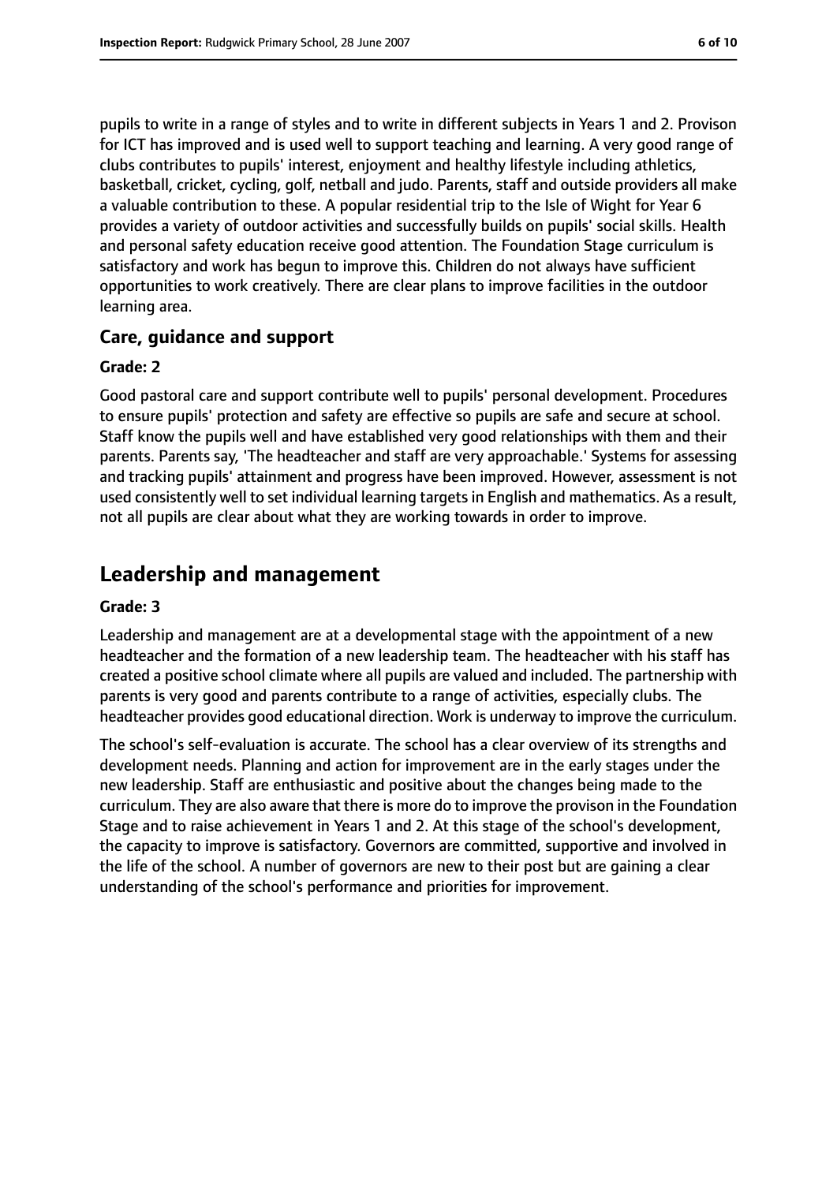pupils to write in a range of styles and to write in different subjects in Years 1 and 2. Provison for ICT has improved and is used well to support teaching and learning. A very good range of clubs contributes to pupils' interest, enjoyment and healthy lifestyle including athletics, basketball, cricket, cycling, golf, netball and judo. Parents, staff and outside providers all make a valuable contribution to these. A popular residential trip to the Isle of Wight for Year 6 provides a variety of outdoor activities and successfully builds on pupils' social skills. Health and personal safety education receive good attention. The Foundation Stage curriculum is satisfactory and work has begun to improve this. Children do not always have sufficient opportunities to work creatively. There are clear plans to improve facilities in the outdoor learning area.

### Care, guidance and support

#### Grade: 2

Good pastoral care and support contribute well to pupils' personal development. Procedures to ensure pupils' protection and safety are effective so pupils are safe and secure at school. Staff know the pupils well and have established very good relationships with them and their parents. Parents say, 'The headteacher and staff are very approachable.' Systems for assessing and tracking pupils' attainment and progress have been improved. However, assessment is not used consistently well to set individual learning targets in English and mathematics. As a result, not all pupils are clear about what they are working towards in order to improve.

## Leadership and management

#### Grade: 3

Leadership and management are at a developmental stage with the appointment of a new headteacher and the formation of a new leadership team. The headteacher with his staff has created a positive school climate where all pupils are valued and included. The partnership with parents is very good and parents contribute to a range of activities, especially clubs. The headteacher provides good educational direction. Work is underway to improve the curriculum.

The school's self-evaluation is accurate. The school has a clear overview of its strengths and development needs. Planning and action for improvement are in the early stages under the new leadership. Staff are enthusiastic and positive about the changes being made to the curriculum. They are also aware that there is more do to improve the provison in the Foundation Stage and to raise achievement in Years 1 and 2. At this stage of the school's development, the capacity to improve is satisfactory. Governors are committed, supportive and involved in the life of the school. A number of governors are new to their post but are gaining a clear understanding of the school's performance and priorities for improvement.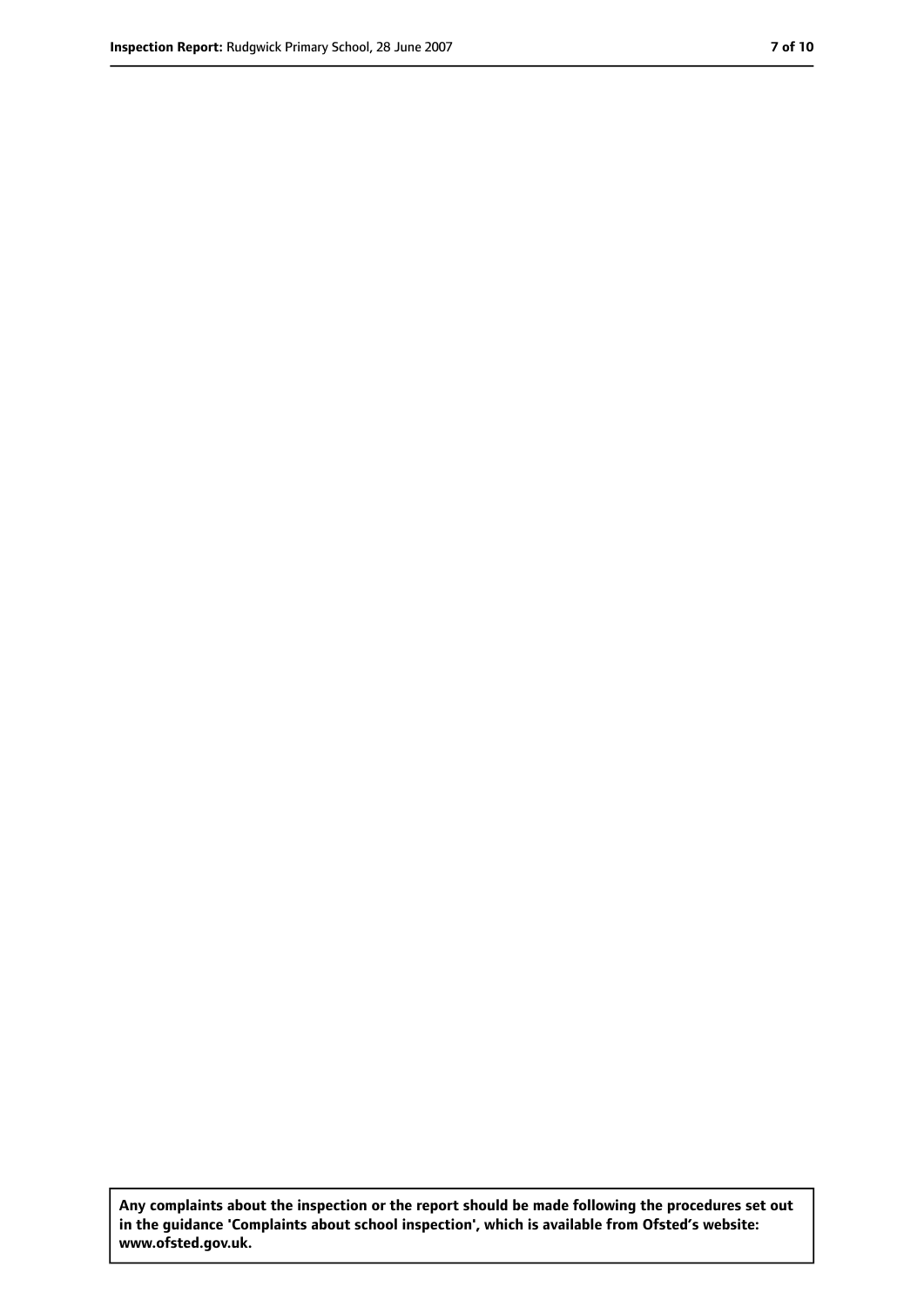**Any complaints about the inspection or the report should be made following the procedures set out in the guidance 'Complaints about school inspection', which is available from Ofsted's website: www.ofsted.gov.uk.**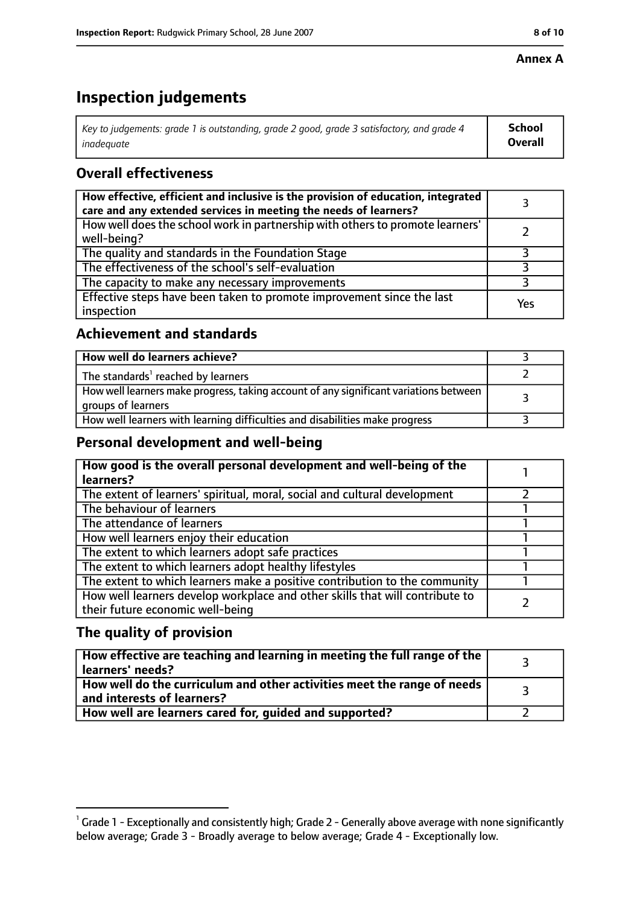**Annex A**

# Inspection judgements

| *Key to judgements: grade 1 is outstanding, grade 2 good, grade 3 satisfactory, and grade 4 inadequate* | **School Overall** |
|---|---|

## Overall effectiveness

| | |
|---|---|
| **How effective, efficient and inclusive is the provision of education, integrated care and any extended services in meeting the needs of learners?** | 3 |
| How well does the school work in partnership with others to promote learners' well-being? | 2 |
| The quality and standards in the Foundation Stage | 3 |
| The effectiveness of the school's self-evaluation | 3 |
| The capacity to make any necessary improvements | 3 |
| Effective steps have been taken to promote improvement since the last inspection | Yes |

## Achievement and standards

| | |
|---|---|
| **How well do learners achieve?** | 3 |
| The standards[1] reached by learners | 2 |
| How well learners make progress, taking account of any significant variations between groups of learners | 3 |
| How well learners with learning difficulties and disabilities make progress | 3 |

## Personal development and well-being

| | |
|---|---|
| **How good is the overall personal development and well-being of the learners?** | 1 |
| The extent of learners' spiritual, moral, social and cultural development | 2 |
| The behaviour of learners | 1 |
| The attendance of learners | 1 |
| How well learners enjoy their education | 1 |
| The extent to which learners adopt safe practices | 1 |
| The extent to which learners adopt healthy lifestyles | 1 |
| The extent to which learners make a positive contribution to the community | 1 |
| How well learners develop workplace and other skills that will contribute to their future economic well-being | 2 |

## The quality of provision

| | |
|---|---|
| **How effective are teaching and learning in meeting the full range of the learners' needs?** | 3 |
| **How well do the curriculum and other activities meet the range of needs and interests of learners?** | 3 |
| **How well are learners cared for, guided and supported?** | 2 |

[1] Grade 1 - Exceptionally and consistently high; Grade 2 - Generally above average with none significantly below average; Grade 3 - Broadly average to below average; Grade 4 - Exceptionally low.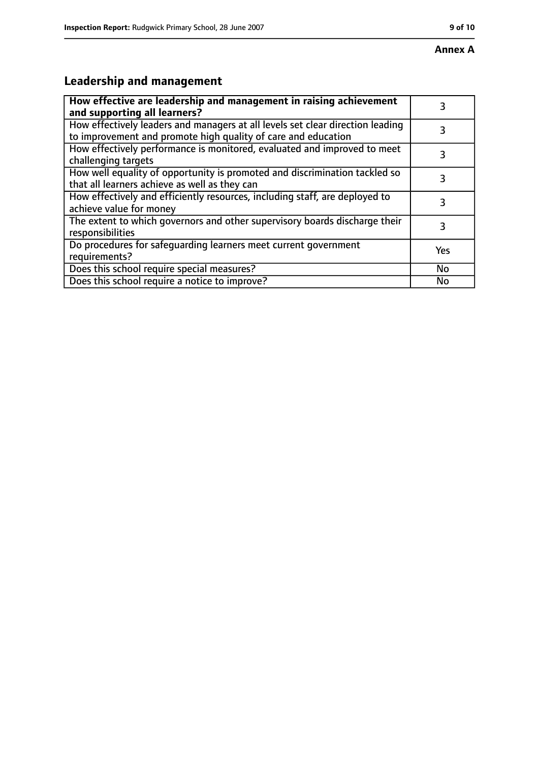**Annex A**

## Leadership and management

| How effective are leadership and management in raising achievement and supporting all learners? | 3 |
|---|---|
| How effectively leaders and managers at all levels set clear direction leading to improvement and promote high quality of care and education | 3 |
| How effectively performance is monitored, evaluated and improved to meet challenging targets | 3 |
| How well equality of opportunity is promoted and discrimination tackled so that all learners achieve as well as they can | 3 |
| How effectively and efficiently resources, including staff, are deployed to achieve value for money | 3 |
| The extent to which governors and other supervisory boards discharge their responsibilities | 3 |
| Do procedures for safeguarding learners meet current government requirements? | Yes |
| Does this school require special measures? | No |
| Does this school require a notice to improve? | No |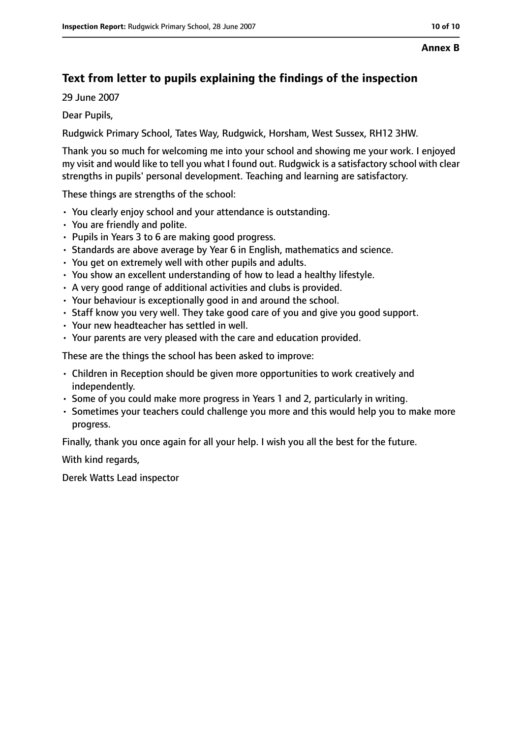**Annex B**

## Text from letter to pupils explaining the findings of the inspection

29 June 2007

Dear Pupils,

Rudgwick Primary School, Tates Way, Rudgwick, Horsham, West Sussex, RH12 3HW.

Thank you so much for welcoming me into your school and showing me your work. I enjoyed my visit and would like to tell you what I found out. Rudgwick is a satisfactory school with clear strengths in pupils' personal development. Teaching and learning are satisfactory.

These things are strengths of the school:

- You clearly enjoy school and your attendance is outstanding.
- You are friendly and polite.
- Pupils in Years 3 to 6 are making good progress.
- Standards are above average by Year 6 in English, mathematics and science.
- You get on extremely well with other pupils and adults.
- You show an excellent understanding of how to lead a healthy lifestyle.
- A very good range of additional activities and clubs is provided.
- Your behaviour is exceptionally good in and around the school.
- Staff know you very well. They take good care of you and give you good support.
- Your new headteacher has settled in well.
- Your parents are very pleased with the care and education provided.

These are the things the school has been asked to improve:

- Children in Reception should be given more opportunities to work creatively and independently.
- Some of you could make more progress in Years 1 and 2, particularly in writing.
- Sometimes your teachers could challenge you more and this would help you to make more progress.

Finally, thank you once again for all your help. I wish you all the best for the future.

With kind regards,

Derek Watts Lead inspector